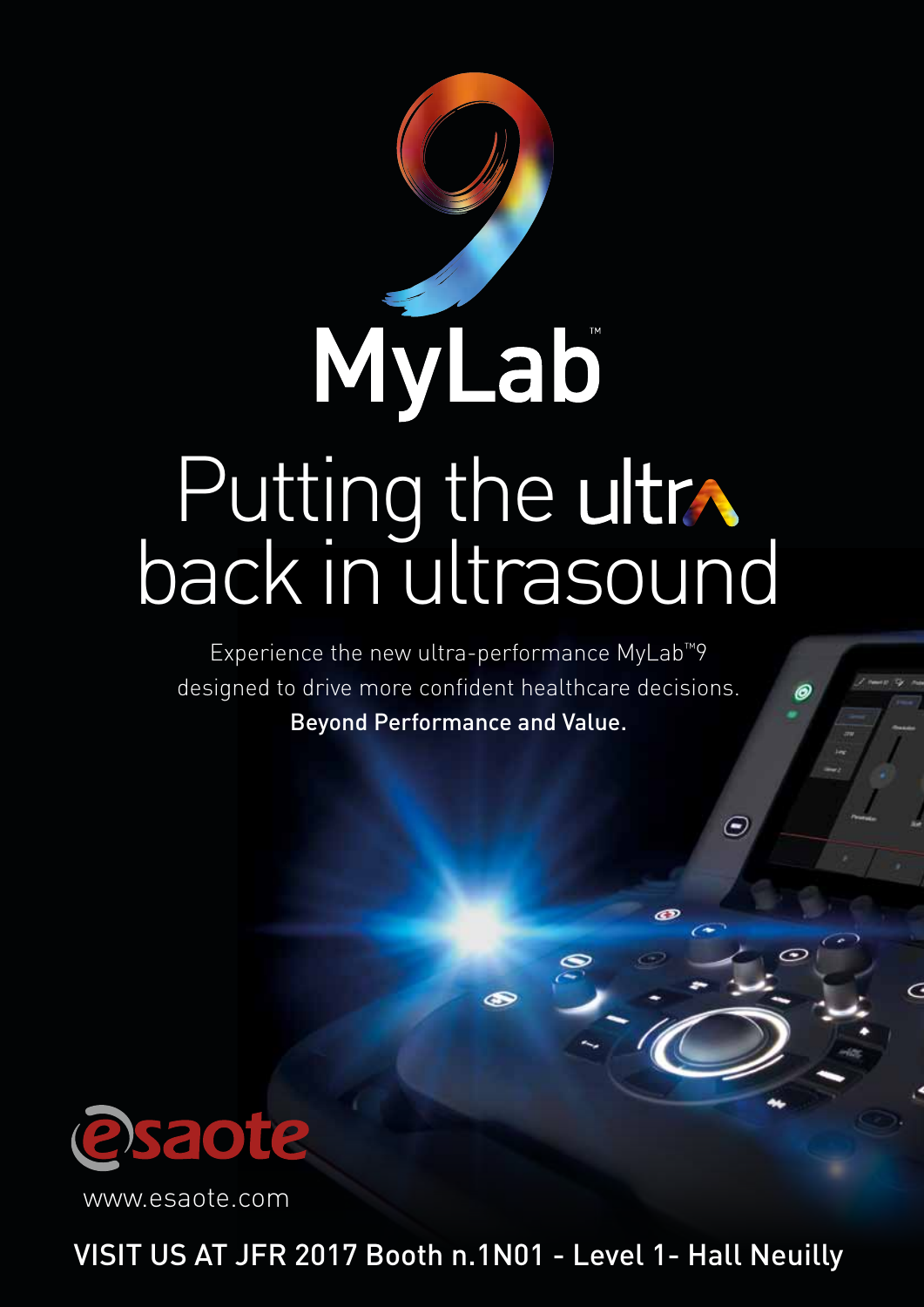# MyLab™

# Putting the ultra back in ultrasound

Experience the new ultra-performance MyLab™9 designed to drive more confident healthcare decisions.

**Beyond Performance and Value.**

esaote

www.esaote.com

VISIT US AT JFR 2017 Booth n.1N01 - Level 1- Hall Neuilly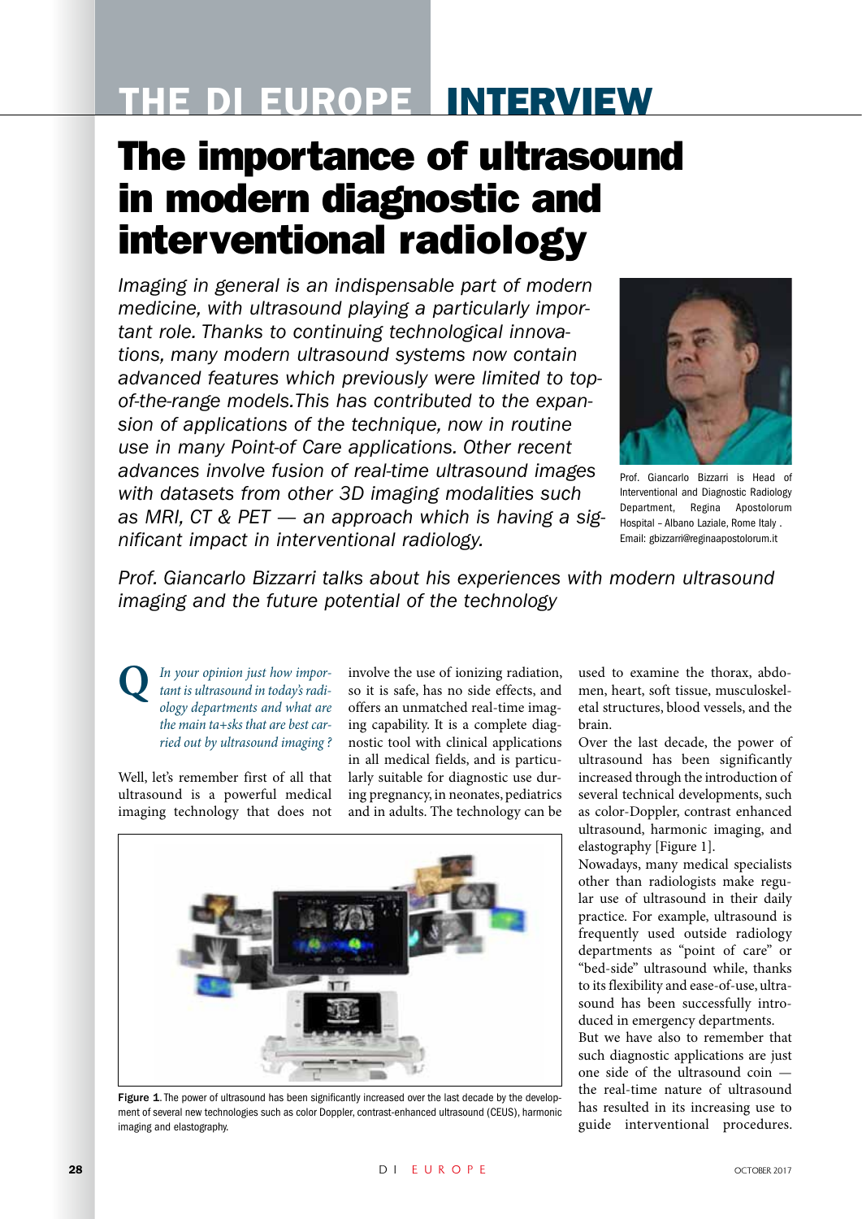# THE DI EUROPE INTERVIEW

# The importance of ultrasound in modern diagnostic and interventional radiology

*Imaging in general is an indispensable part of modern medicine, with ultrasound playing a particularly important role. Thanks to continuing technological innovations, many modern ultrasound systems now contain advanced features which previously were limited to top-of-the-range models.This has contributed to the expansion of applications of the technique, now in routine use in many Point-of Care applications. Other recent advances involve fusion of real-time ultrasound images with datasets from other 3D imaging modalities such as MRI, CT & PET — an approach which is having a significant impact in interventional radiology.*

Prof. Giancarlo Bizzarri is Head of Interventional and Diagnostic Radiology Department, Regina Apostolorum Hospital – Albano Laziale, Rome Italy . Email: gbizzarri@reginaapostolorum.it

*Prof. Giancarlo Bizzarri talks about his experiences with modern ultrasound imaging and the future potential of the technology*

**Q** *In your opinion just how important is ultrasound in today's radiology departments and what are the main ta+sks that are best carried out by ultrasound imaging ?*

Well, let's remember first of all that ultrasound is a powerful medical imaging technology that does not involve the use of ionizing radiation, so it is safe, has no side effects, and offers an unmatched real-time imaging capability. It is a complete diagnostic tool with clinical applications in all medical fields, and is particularly suitable for diagnostic use during pregnancy, in neonates, pediatrics and in adults. The technology can be used to examine the thorax, abdomen, heart, soft tissue, musculoskeletal structures, blood vessels, and the brain.

Over the last decade, the power of ultrasound has been significantly increased through the introduction of several technical developments, such as color-Doppler, contrast enhanced ultrasound, harmonic imaging, and elastography [Figure 1].

Nowadays, many medical specialists other than radiologists make regular use of ultrasound in their daily practice. For example, ultrasound is frequently used outside radiology departments as "point of care" or "bed-side" ultrasound while, thanks to its flexibility and ease-of-use, ultrasound has been successfully introduced in emergency departments.

But we have also to remember that such diagnostic applications are just one side of the ultrasound coin — the real-time nature of ultrasound has resulted in its increasing use to guide interventional procedures.

**Figure 1.** The power of ultrasound has been significantly increased over the last decade by the development of several new technologies such as color Doppler, contrast-enhanced ultrasound (CEUS), harmonic imaging and elastography.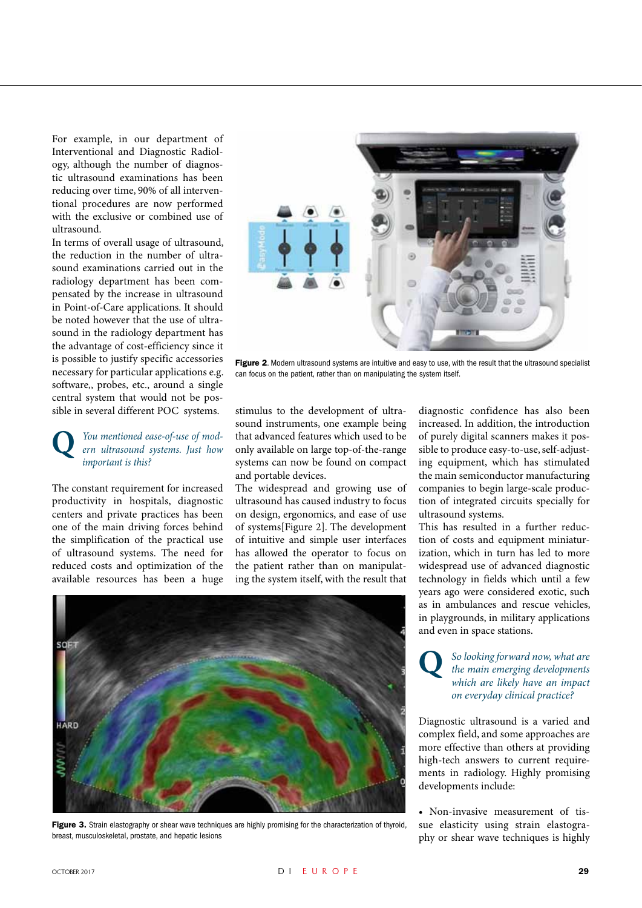For example, in our department of Interventional and Diagnostic Radiology, although the number of diagnostic ultrasound examinations has been reducing over time, 90% of all interventional procedures are now performed with the exclusive or combined use of ultrasound.

In terms of overall usage of ultrasound, the reduction in the number of ultrasound examinations carried out in the radiology department has been compensated by the increase in ultrasound in Point-of-Care applications. It should be noted however that the use of ultrasound in the radiology department has the advantage of cost-efficiency since it is possible to justify specific accessories necessary for particular applications e.g. software,, probes, etc., around a single central system that would not be possible in several different POC systems.

**Q** *You mentioned ease-of-use of modern ultrasound systems. Just how important is this?*

The constant requirement for increased productivity in hospitals, diagnostic centers and private practices has been one of the main driving forces behind the simplification of the practical use of ultrasound systems. The need for reduced costs and optimization of the available resources has been a huge stimulus to the development of ultrasound instruments, one example being that advanced features which used to be only available on large top-of-the-range systems can now be found on compact and portable devices.

The widespread and growing use of ultrasound has caused industry to focus on design, ergonomics, and ease of use of systems[Figure 2]. The development of intuitive and simple user interfaces has allowed the operator to focus on the patient rather than on manipulating the system itself, with the result that diagnostic confidence has also been increased. In addition, the introduction of purely digital scanners makes it possible to produce easy-to-use, self-adjusting equipment, which has stimulated the main semiconductor manufacturing companies to begin large-scale production of integrated circuits specially for ultrasound systems.

This has resulted in a further reduction of costs and equipment miniaturization, which in turn has led to more widespread use of advanced diagnostic technology in fields which until a few years ago were considered exotic, such as in ambulances and rescue vehicles, in playgrounds, in military applications and even in space stations.

**Figure 2**. Modern ultrasound systems are intuitive and easy to use, with the result that the ultrasound specialist can focus on the patient, rather than on manipulating the system itself.

**Figure 3.** Strain elastography or shear wave techniques are highly promising for the characterization of thyroid, breast, musculoskeletal, prostate, and hepatic lesions

**Q** *So looking forward now, what are the main emerging developments which are likely have an impact on everyday clinical practice?*

Diagnostic ultrasound is a varied and complex field, and some approaches are more effective than others at providing high-tech answers to current requirements in radiology. Highly promising developments include:

- Non-invasive measurement of tissue elasticity using strain elastography or shear wave techniques is highly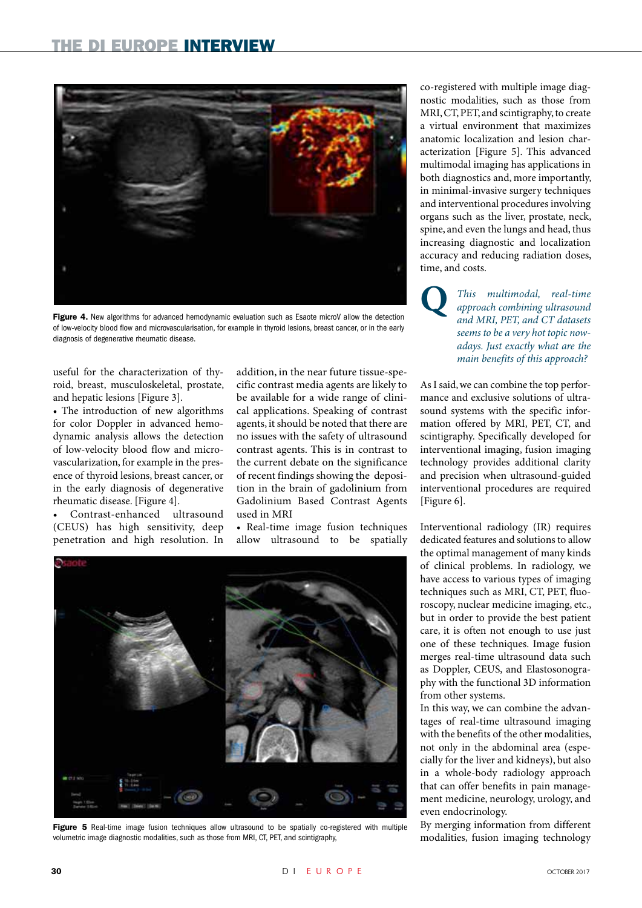**Figure 4.** New algorithms for advanced hemodynamic evaluation such as Esaote microV allow the detection of low-velocity blood flow and microvascularisation, for example in thyroid lesions, breast cancer, or in the early diagnosis of degenerative rheumatic disease.

useful for the characterization of thyroid, breast, musculoskeletal, prostate, and hepatic lesions [Figure 3].

- The introduction of new algorithms for color Doppler in advanced hemodynamic analysis allows the detection of low-velocity blood flow and microvascularization, for example in the presence of thyroid lesions, breast cancer, or in the early diagnosis of degenerative rheumatic disease. [Figure 4].
- Contrast-enhanced ultrasound (CEUS) has high sensitivity, deep penetration and high resolution. In addition, in the near future tissue-specific contrast media agents are likely to be available for a wide range of clinical applications. Speaking of contrast agents, it should be noted that there are no issues with the safety of ultrasound contrast agents. This is in contrast to the current debate on the significance of recent findings showing the deposition in the brain of gadolinium from Gadolinium Based Contrast Agents used in MRI
- Real-time image fusion techniques allow ultrasound to be spatially co-registered with multiple image diagnostic modalities, such as those from MRI, CT, PET, and scintigraphy, to create a virtual environment that maximizes anatomic localization and lesion characterization [Figure 5]. This advanced multimodal imaging has applications in both diagnostics and, more importantly, in minimal-invasive surgery techniques and interventional procedures involving organs such as the liver, prostate, neck, spine, and even the lungs and head, thus increasing diagnostic and localization accuracy and reducing radiation doses, time, and costs.

**Figure 5** Real-time image fusion techniques allow ultrasound to be spatially co-registered with multiple volumetric image diagnostic modalities, such as those from MRI, CT, PET, and scintigraphy,

**Q** *This multimodal, real-time approach combining ultrasound and MRI, PET, and CT datasets seems to be a very hot topic nowadays. Just exactly what are the main benefits of this approach?*

As I said, we can combine the top performance and exclusive solutions of ultrasound systems with the specific information offered by MRI, PET, CT, and scintigraphy. Specifically developed for interventional imaging, fusion imaging technology provides additional clarity and precision when ultrasound-guided interventional procedures are required [Figure 6].

Interventional radiology (IR) requires dedicated features and solutions to allow the optimal management of many kinds of clinical problems. In radiology, we have access to various types of imaging techniques such as MRI, CT, PET, fluoroscopy, nuclear medicine imaging, etc., but in order to provide the best patient care, it is often not enough to use just one of these techniques. Image fusion merges real-time ultrasound data such as Doppler, CEUS, and Elastosonography with the functional 3D information from other systems.

In this way, we can combine the advantages of real-time ultrasound imaging with the benefits of the other modalities, not only in the abdominal area (especially for the liver and kidneys), but also in a whole-body radiology approach that can offer benefits in pain management medicine, neurology, urology, and even endocrinology.

By merging information from different modalities, fusion imaging technology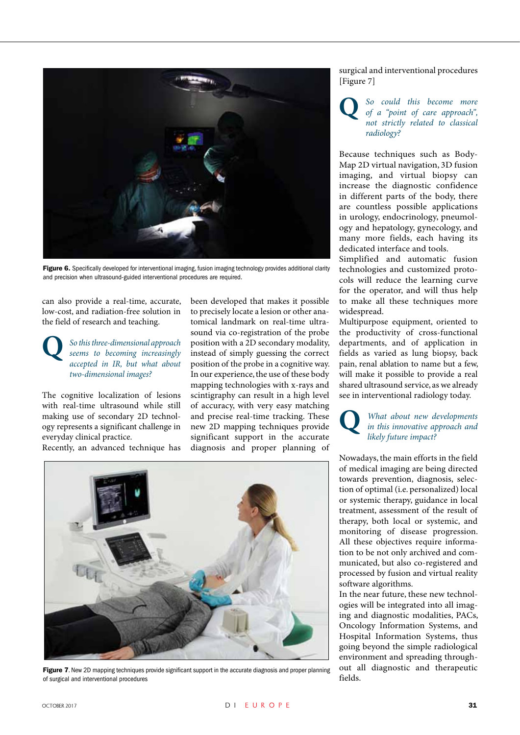**Figure 6.** Specifically developed for interventional imaging, fusion imaging technology provides additional clarity and precision when ultrasound-guided interventional procedures are required.

can also provide a real-time, accurate, low-cost, and radiation-free solution in the field of research and teaching.

**Q** *So this three-dimensional approach seems to becoming increasingly accepted in IR, but what about two-dimensional images?*

The cognitive localization of lesions with real-time ultrasound while still making use of secondary 2D technology represents a significant challenge in everyday clinical practice.

Recently, an advanced technique has been developed that makes it possible to precisely locate a lesion or other anatomical landmark on real-time ultrasound via co-registration of the probe position with a 2D secondary modality, instead of simply guessing the correct position of the probe in a cognitive way. In our experience, the use of these body mapping technologies with x-rays and scintigraphy can result in a high level of accuracy, with very easy matching and precise real-time tracking. These new 2D mapping techniques provide significant support in the accurate diagnosis and proper planning of surgical and interventional procedures [Figure 7]

**Figure 7**. New 2D mapping techniques provide significant support in the accurate diagnosis and proper planning of surgical and interventional procedures

**Q** *So could this become more of a "point of care approach", not strictly related to classical radiology?*

Because techniques such as Body-Map 2D virtual navigation, 3D fusion imaging, and virtual biopsy can increase the diagnostic confidence in different parts of the body, there are countless possible applications in urology, endocrinology, pneumology and hepatology, gynecology, and many more fields, each having its dedicated interface and tools.

Simplified and automatic fusion technologies and customized protocols will reduce the learning curve for the operator, and will thus help to make all these techniques more widespread.

Multipurpose equipment, oriented to the productivity of cross-functional departments, and of application in fields as varied as lung biopsy, back pain, renal ablation to name but a few, will make it possible to provide a real shared ultrasound service, as we already see in interventional radiology today.

**Q** *What about new developments in this innovative approach and likely future impact?*

Nowadays, the main efforts in the field of medical imaging are being directed towards prevention, diagnosis, selection of optimal (i.e. personalized) local or systemic therapy, guidance in local treatment, assessment of the result of therapy, both local or systemic, and monitoring of disease progression. All these objectives require information to be not only archived and communicated, but also co-registered and processed by fusion and virtual reality software algorithms.

In the near future, these new technologies will be integrated into all imaging and diagnostic modalities, PACs, Oncology Information Systems, and Hospital Information Systems, thus going beyond the simple radiological environment and spreading throughout all diagnostic and therapeutic fields.